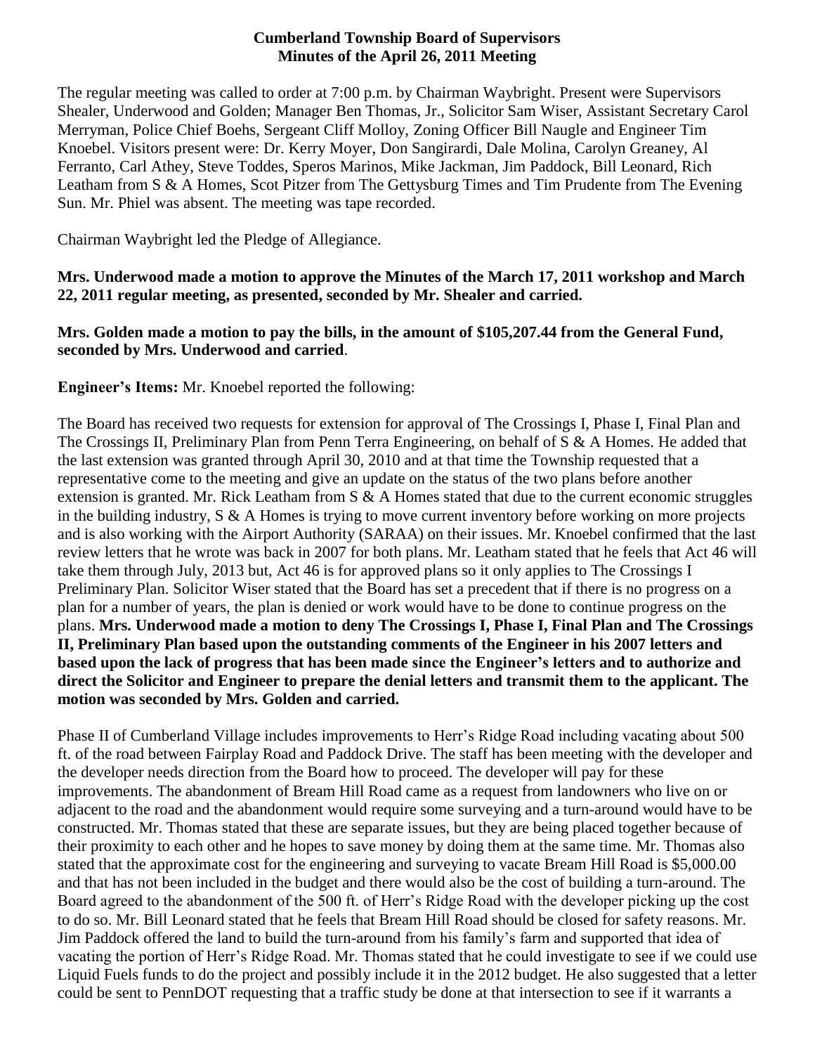**Cumberland Township Board of Supervisors**
**Minutes of the April 26, 2011 Meeting**

The regular meeting was called to order at 7:00 p.m. by Chairman Waybright. Present were Supervisors Shealer, Underwood and Golden; Manager Ben Thomas, Jr., Solicitor Sam Wiser, Assistant Secretary Carol Merryman, Police Chief Boehs, Sergeant Cliff Molloy, Zoning Officer Bill Naugle and Engineer Tim Knoebel. Visitors present were: Dr. Kerry Moyer, Don Sangirardi, Dale Molina, Carolyn Greaney, Al Ferranto, Carl Athey, Steve Toddes, Speros Marinos, Mike Jackman, Jim Paddock, Bill Leonard, Rich Leatham from S & A Homes, Scot Pitzer from The Gettysburg Times and Tim Prudente from The Evening Sun. Mr. Phiel was absent. The meeting was tape recorded.

Chairman Waybright led the Pledge of Allegiance.

**Mrs. Underwood made a motion to approve the Minutes of the March 17, 2011 workshop and March 22, 2011 regular meeting, as presented, seconded by Mr. Shealer and carried.**

**Mrs. Golden made a motion to pay the bills, in the amount of $105,207.44 from the General Fund, seconded by Mrs. Underwood and carried**.

**Engineer's Items:** Mr. Knoebel reported the following:

The Board has received two requests for extension for approval of The Crossings I, Phase I, Final Plan and The Crossings II, Preliminary Plan from Penn Terra Engineering, on behalf of S & A Homes. He added that the last extension was granted through April 30, 2010 and at that time the Township requested that a representative come to the meeting and give an update on the status of the two plans before another extension is granted. Mr. Rick Leatham from S & A Homes stated that due to the current economic struggles in the building industry, S & A Homes is trying to move current inventory before working on more projects and is also working with the Airport Authority (SARAA) on their issues. Mr. Knoebel confirmed that the last review letters that he wrote was back in 2007 for both plans. Mr. Leatham stated that he feels that Act 46 will take them through July, 2013 but, Act 46 is for approved plans so it only applies to The Crossings I Preliminary Plan. Solicitor Wiser stated that the Board has set a precedent that if there is no progress on a plan for a number of years, the plan is denied or work would have to be done to continue progress on the plans. **Mrs. Underwood made a motion to deny The Crossings I, Phase I, Final Plan and The Crossings II, Preliminary Plan based upon the outstanding comments of the Engineer in his 2007 letters and based upon the lack of progress that has been made since the Engineer's letters and to authorize and direct the Solicitor and Engineer to prepare the denial letters and transmit them to the applicant. The motion was seconded by Mrs. Golden and carried.**

Phase II of Cumberland Village includes improvements to Herr's Ridge Road including vacating about 500 ft. of the road between Fairplay Road and Paddock Drive. The staff has been meeting with the developer and the developer needs direction from the Board how to proceed. The developer will pay for these improvements. The abandonment of Bream Hill Road came as a request from landowners who live on or adjacent to the road and the abandonment would require some surveying and a turn-around would have to be constructed. Mr. Thomas stated that these are separate issues, but they are being placed together because of their proximity to each other and he hopes to save money by doing them at the same time. Mr. Thomas also stated that the approximate cost for the engineering and surveying to vacate Bream Hill Road is $5,000.00 and that has not been included in the budget and there would also be the cost of building a turn-around. The Board agreed to the abandonment of the 500 ft. of Herr's Ridge Road with the developer picking up the cost to do so. Mr. Bill Leonard stated that he feels that Bream Hill Road should be closed for safety reasons. Mr. Jim Paddock offered the land to build the turn-around from his family's farm and supported that idea of vacating the portion of Herr's Ridge Road. Mr. Thomas stated that he could investigate to see if we could use Liquid Fuels funds to do the project and possibly include it in the 2012 budget. He also suggested that a letter could be sent to PennDOT requesting that a traffic study be done at that intersection to see if it warrants a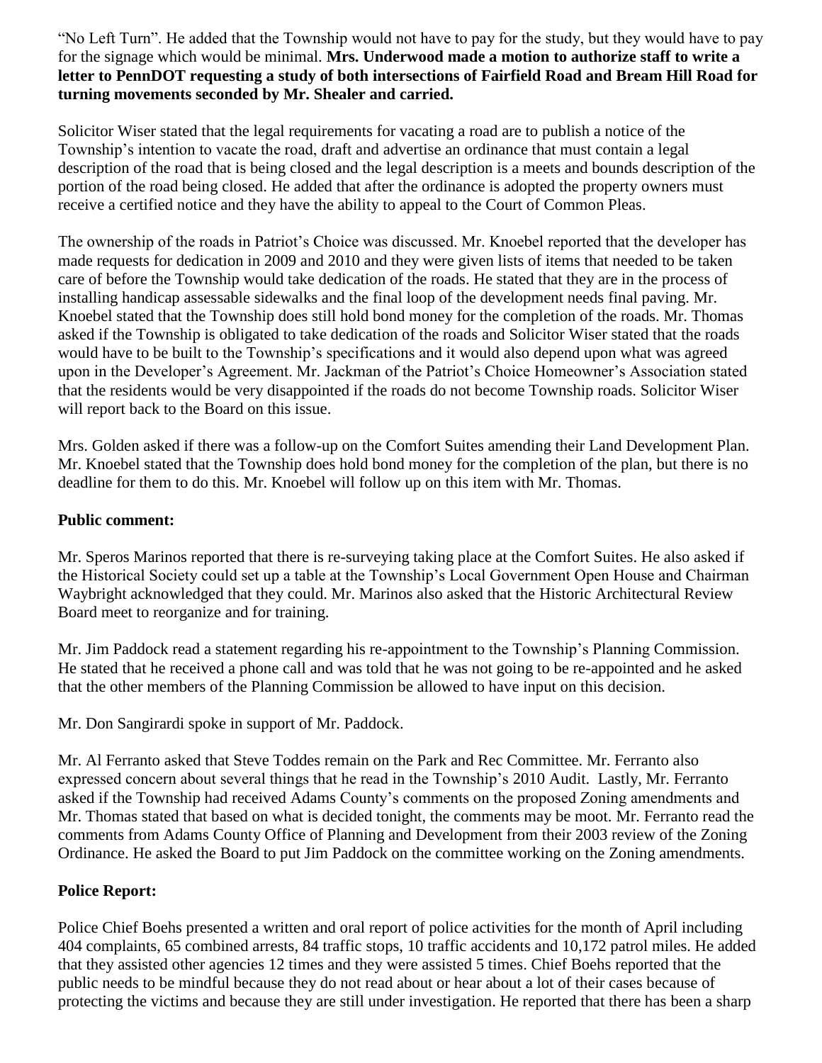"No Left Turn". He added that the Township would not have to pay for the study, but they would have to pay for the signage which would be minimal. **Mrs. Underwood made a motion to authorize staff to write a letter to PennDOT requesting a study of both intersections of Fairfield Road and Bream Hill Road for turning movements seconded by Mr. Shealer and carried.**

Solicitor Wiser stated that the legal requirements for vacating a road are to publish a notice of the Township's intention to vacate the road, draft and advertise an ordinance that must contain a legal description of the road that is being closed and the legal description is a meets and bounds description of the portion of the road being closed. He added that after the ordinance is adopted the property owners must receive a certified notice and they have the ability to appeal to the Court of Common Pleas.

The ownership of the roads in Patriot's Choice was discussed. Mr. Knoebel reported that the developer has made requests for dedication in 2009 and 2010 and they were given lists of items that needed to be taken care of before the Township would take dedication of the roads. He stated that they are in the process of installing handicap assessable sidewalks and the final loop of the development needs final paving. Mr. Knoebel stated that the Township does still hold bond money for the completion of the roads. Mr. Thomas asked if the Township is obligated to take dedication of the roads and Solicitor Wiser stated that the roads would have to be built to the Township's specifications and it would also depend upon what was agreed upon in the Developer's Agreement. Mr. Jackman of the Patriot's Choice Homeowner's Association stated that the residents would be very disappointed if the roads do not become Township roads. Solicitor Wiser will report back to the Board on this issue.

Mrs. Golden asked if there was a follow-up on the Comfort Suites amending their Land Development Plan. Mr. Knoebel stated that the Township does hold bond money for the completion of the plan, but there is no deadline for them to do this. Mr. Knoebel will follow up on this item with Mr. Thomas.

## Public comment:

Mr. Speros Marinos reported that there is re-surveying taking place at the Comfort Suites. He also asked if the Historical Society could set up a table at the Township's Local Government Open House and Chairman Waybright acknowledged that they could. Mr. Marinos also asked that the Historic Architectural Review Board meet to reorganize and for training.

Mr. Jim Paddock read a statement regarding his re-appointment to the Township's Planning Commission. He stated that he received a phone call and was told that he was not going to be re-appointed and he asked that the other members of the Planning Commission be allowed to have input on this decision.

Mr. Don Sangirardi spoke in support of Mr. Paddock.

Mr. Al Ferranto asked that Steve Toddes remain on the Park and Rec Committee. Mr. Ferranto also expressed concern about several things that he read in the Township's 2010 Audit. Lastly, Mr. Ferranto asked if the Township had received Adams County's comments on the proposed Zoning amendments and Mr. Thomas stated that based on what is decided tonight, the comments may be moot. Mr. Ferranto read the comments from Adams County Office of Planning and Development from their 2003 review of the Zoning Ordinance. He asked the Board to put Jim Paddock on the committee working on the Zoning amendments.

## Police Report:

Police Chief Boehs presented a written and oral report of police activities for the month of April including 404 complaints, 65 combined arrests, 84 traffic stops, 10 traffic accidents and 10,172 patrol miles. He added that they assisted other agencies 12 times and they were assisted 5 times. Chief Boehs reported that the public needs to be mindful because they do not read about or hear about a lot of their cases because of protecting the victims and because they are still under investigation. He reported that there has been a sharp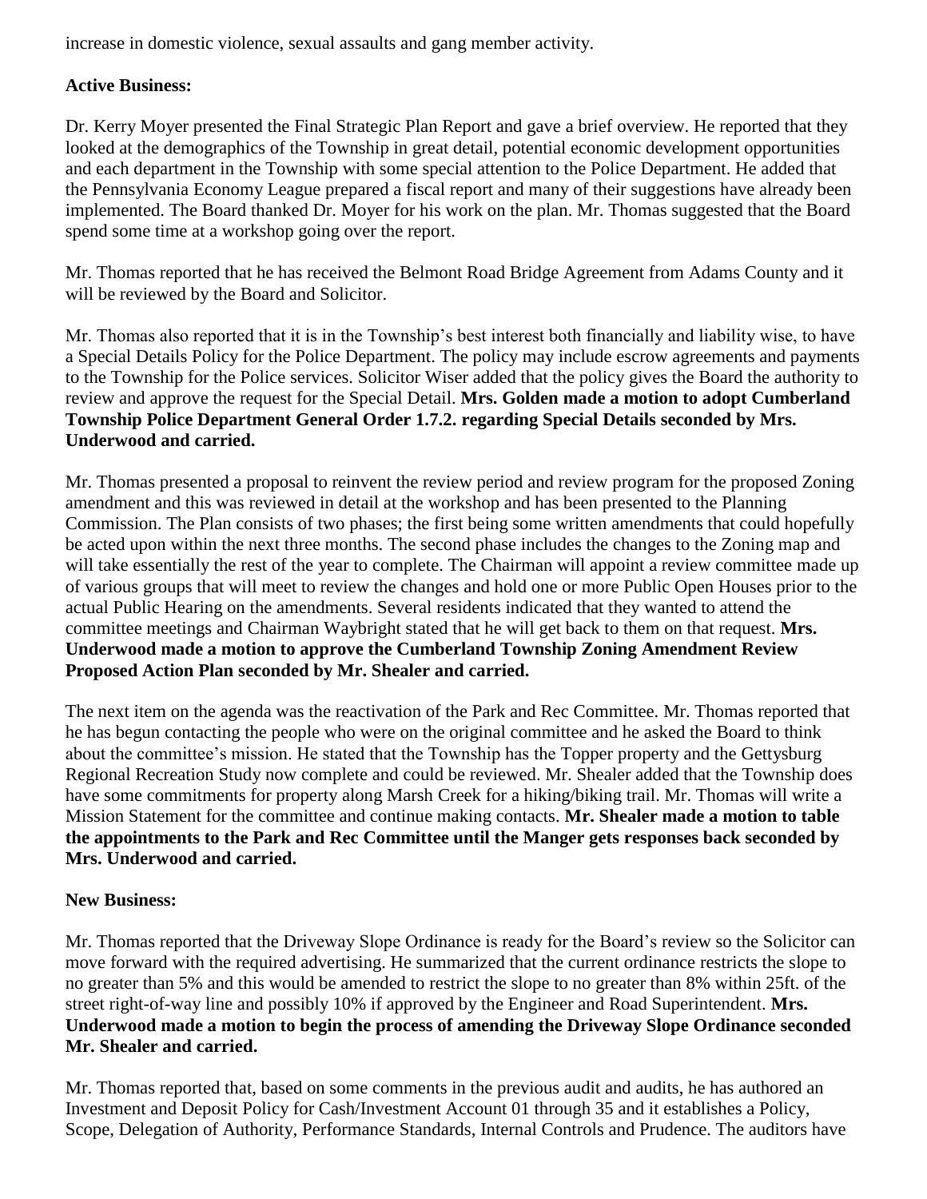increase in domestic violence, sexual assaults and gang member activity.

**Active Business:**

Dr. Kerry Moyer presented the Final Strategic Plan Report and gave a brief overview. He reported that they looked at the demographics of the Township in great detail, potential economic development opportunities and each department in the Township with some special attention to the Police Department. He added that the Pennsylvania Economy League prepared a fiscal report and many of their suggestions have already been implemented. The Board thanked Dr. Moyer for his work on the plan. Mr. Thomas suggested that the Board spend some time at a workshop going over the report.

Mr. Thomas reported that he has received the Belmont Road Bridge Agreement from Adams County and it will be reviewed by the Board and Solicitor.

Mr. Thomas also reported that it is in the Township's best interest both financially and liability wise, to have a Special Details Policy for the Police Department. The policy may include escrow agreements and payments to the Township for the Police services. Solicitor Wiser added that the policy gives the Board the authority to review and approve the request for the Special Detail. **Mrs. Golden made a motion to adopt Cumberland Township Police Department General Order 1.7.2. regarding Special Details seconded by Mrs. Underwood and carried.**

Mr. Thomas presented a proposal to reinvent the review period and review program for the proposed Zoning amendment and this was reviewed in detail at the workshop and has been presented to the Planning Commission. The Plan consists of two phases; the first being some written amendments that could hopefully be acted upon within the next three months. The second phase includes the changes to the Zoning map and will take essentially the rest of the year to complete. The Chairman will appoint a review committee made up of various groups that will meet to review the changes and hold one or more Public Open Houses prior to the actual Public Hearing on the amendments. Several residents indicated that they wanted to attend the committee meetings and Chairman Waybright stated that he will get back to them on that request. **Mrs. Underwood made a motion to approve the Cumberland Township Zoning Amendment Review Proposed Action Plan seconded by Mr. Shealer and carried.**

The next item on the agenda was the reactivation of the Park and Rec Committee. Mr. Thomas reported that he has begun contacting the people who were on the original committee and he asked the Board to think about the committee's mission. He stated that the Township has the Topper property and the Gettysburg Regional Recreation Study now complete and could be reviewed. Mr. Shealer added that the Township does have some commitments for property along Marsh Creek for a hiking/biking trail. Mr. Thomas will write a Mission Statement for the committee and continue making contacts. **Mr. Shealer made a motion to table the appointments to the Park and Rec Committee until the Manger gets responses back seconded by Mrs. Underwood and carried.**

**New Business:**

Mr. Thomas reported that the Driveway Slope Ordinance is ready for the Board's review so the Solicitor can move forward with the required advertising. He summarized that the current ordinance restricts the slope to no greater than 5% and this would be amended to restrict the slope to no greater than 8% within 25ft. of the street right-of-way line and possibly 10% if approved by the Engineer and Road Superintendent. **Mrs. Underwood made a motion to begin the process of amending the Driveway Slope Ordinance seconded Mr. Shealer and carried.**

Mr. Thomas reported that, based on some comments in the previous audit and audits, he has authored an Investment and Deposit Policy for Cash/Investment Account 01 through 35 and it establishes a Policy, Scope, Delegation of Authority, Performance Standards, Internal Controls and Prudence. The auditors have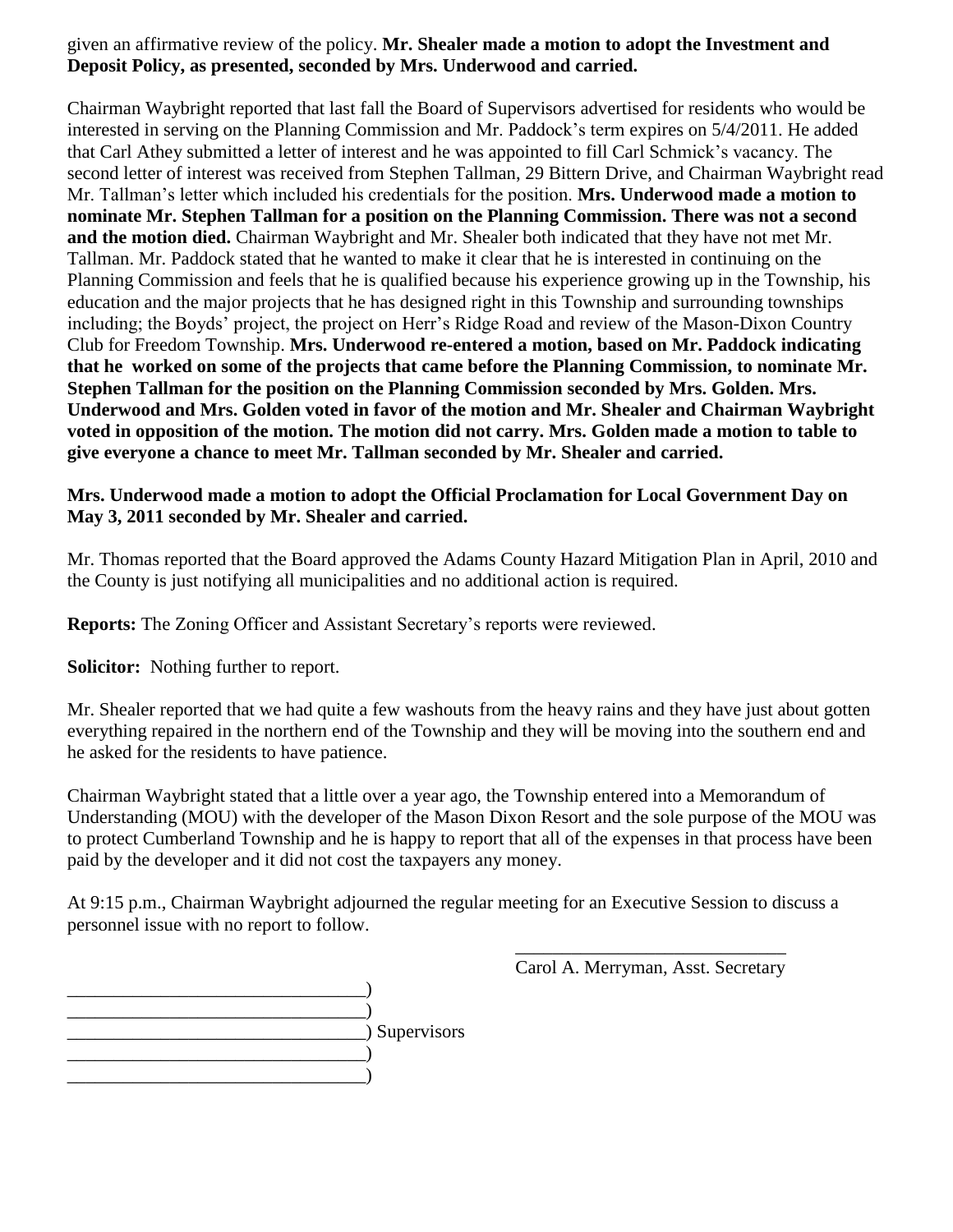given an affirmative review of the policy. **Mr. Shealer made a motion to adopt the Investment and Deposit Policy, as presented, seconded by Mrs. Underwood and carried.**

Chairman Waybright reported that last fall the Board of Supervisors advertised for residents who would be interested in serving on the Planning Commission and Mr. Paddock's term expires on 5/4/2011. He added that Carl Athey submitted a letter of interest and he was appointed to fill Carl Schmick's vacancy. The second letter of interest was received from Stephen Tallman, 29 Bittern Drive, and Chairman Waybright read Mr. Tallman's letter which included his credentials for the position. **Mrs. Underwood made a motion to nominate Mr. Stephen Tallman for a position on the Planning Commission. There was not a second and the motion died.** Chairman Waybright and Mr. Shealer both indicated that they have not met Mr. Tallman. Mr. Paddock stated that he wanted to make it clear that he is interested in continuing on the Planning Commission and feels that he is qualified because his experience growing up in the Township, his education and the major projects that he has designed right in this Township and surrounding townships including; the Boyds' project, the project on Herr's Ridge Road and review of the Mason-Dixon Country Club for Freedom Township. **Mrs. Underwood re-entered a motion, based on Mr. Paddock indicating that he worked on some of the projects that came before the Planning Commission, to nominate Mr. Stephen Tallman for the position on the Planning Commission seconded by Mrs. Golden. Mrs. Underwood and Mrs. Golden voted in favor of the motion and Mr. Shealer and Chairman Waybright voted in opposition of the motion. The motion did not carry. Mrs. Golden made a motion to table to give everyone a chance to meet Mr. Tallman seconded by Mr. Shealer and carried.**

**Mrs. Underwood made a motion to adopt the Official Proclamation for Local Government Day on May 3, 2011 seconded by Mr. Shealer and carried.**

Mr. Thomas reported that the Board approved the Adams County Hazard Mitigation Plan in April, 2010 and the County is just notifying all municipalities and no additional action is required.

**Reports:** The Zoning Officer and Assistant Secretary's reports were reviewed.

**Solicitor:** Nothing further to report.

Mr. Shealer reported that we had quite a few washouts from the heavy rains and they have just about gotten everything repaired in the northern end of the Township and they will be moving into the southern end and he asked for the residents to have patience.

Chairman Waybright stated that a little over a year ago, the Township entered into a Memorandum of Understanding (MOU) with the developer of the Mason Dixon Resort and the sole purpose of the MOU was to protect Cumberland Township and he is happy to report that all of the expenses in that process have been paid by the developer and it did not cost the taxpayers any money.

At 9:15 p.m., Chairman Waybright adjourned the regular meeting for an Executive Session to discuss a personnel issue with no report to follow.

\_\_\_\_\_\_\_\_\_\_\_\_\_\_\_\_\_\_\_\_\_\_\_\_\_\_\_\_\_\_
Carol A. Merryman, Asst. Secretary

\_\_\_\_\_\_\_\_\_\_\_\_\_\_\_\_\_\_\_\_\_\_\_\_\_\_\_\_\_\_\_\_)
\_\_\_\_\_\_\_\_\_\_\_\_\_\_\_\_\_\_\_\_\_\_\_\_\_\_\_\_\_\_\_\_)
\_\_\_\_\_\_\_\_\_\_\_\_\_\_\_\_\_\_\_\_\_\_\_\_\_\_\_\_\_\_\_\_) Supervisors
\_\_\_\_\_\_\_\_\_\_\_\_\_\_\_\_\_\_\_\_\_\_\_\_\_\_\_\_\_\_\_\_)
\_\_\_\_\_\_\_\_\_\_\_\_\_\_\_\_\_\_\_\_\_\_\_\_\_\_\_\_\_\_\_\_)